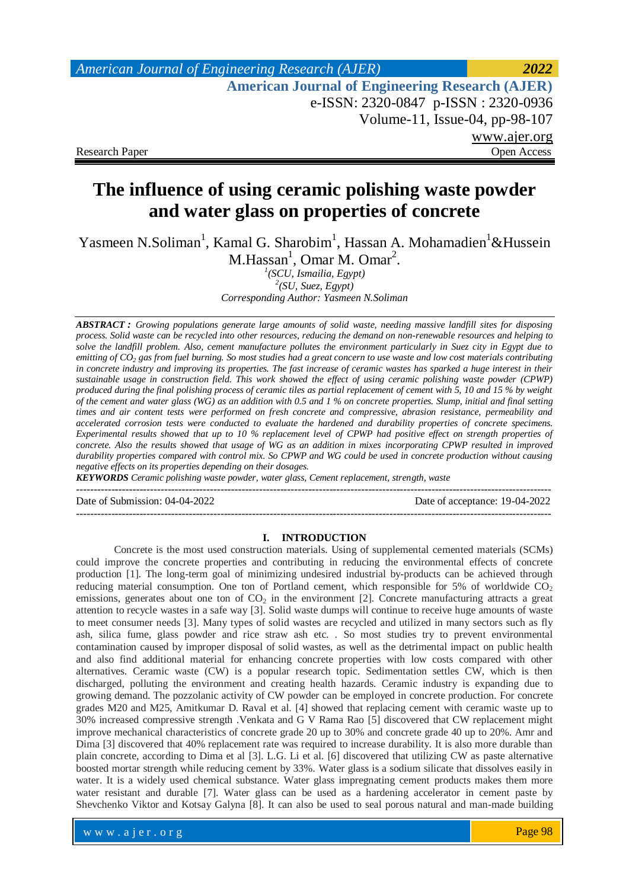Research Paper Open Access

# The influence of using ceramic polishing waste powder and water glass on properties of concrete

Yasmeen N.Soliman[1], Kamal G. Sharobim[1], Hassan A. Mohamadien[1]&Hussein M.Hassan[1], Omar M. Omar[2].

[1](SCU, Ismailia, Egypt)
[2](SU, Suez, Egypt)
*Corresponding Author: Yasmeen N.Soliman*

***ABSTRACT :*** *Growing populations generate large amounts of solid waste, needing massive landfill sites for disposing process. Solid waste can be recycled into other resources, reducing the demand on non-renewable resources and helping to solve the landfill problem. Also, cement manufacture pollutes the environment particularly in Suez city in Egypt due to emitting of $CO_2$ gas from fuel burning. So most studies had a great concern to use waste and low cost materials contributing in concrete industry and improving its properties. The fast increase of ceramic wastes has sparked a huge interest in their sustainable usage in construction field. This work showed the effect of using ceramic polishing waste powder (CPWP) produced during the final polishing process of ceramic tiles as partial replacement of cement with 5, 10 and 15 % by weight of the cement and water glass (WG) as an addition with 0.5 and 1 % on concrete properties. Slump, initial and final setting times and air content tests were performed on fresh concrete and compressive, abrasion resistance, permeability and accelerated corrosion tests were conducted to evaluate the hardened and durability properties of concrete specimens. Experimental results showed that up to 10 % replacement level of CPWP had positive effect on strength properties of concrete. Also the results showed that usage of WG as an addition in mixes incorporating CPWP resulted in improved durability properties compared with control mix. So CPWP and WG could be used in concrete production without causing negative effects on its properties depending on their dosages.*

***KEYWORDS*** *Ceramic polishing waste powder, water glass, Cement replacement, strength, waste*

Date of Submission: 04-04-2022 Date of acceptance: 19-04-2022

## I. INTRODUCTION

Concrete is the most used construction materials. Using of supplemental cemented materials (SCMs) could improve the concrete properties and contributing in reducing the environmental effects of concrete production [1]. The long-term goal of minimizing undesired industrial by-products can be achieved through reducing material consumption. One ton of Portland cement, which responsible for 5% of worldwide $CO_2$ emissions, generates about one ton of $CO_2$ in the environment [2]. Concrete manufacturing attracts a great attention to recycle wastes in a safe way [3]. Solid waste dumps will continue to receive huge amounts of waste to meet consumer needs [3]. Many types of solid wastes are recycled and utilized in many sectors such as fly ash, silica fume, glass powder and rice straw ash etc. . So most studies try to prevent environmental contamination caused by improper disposal of solid wastes, as well as the detrimental impact on public health and also find additional material for enhancing concrete properties with low costs compared with other alternatives. Ceramic waste (CW) is a popular research topic. Sedimentation settles CW, which is then discharged, polluting the environment and creating health hazards. Ceramic industry is expanding due to growing demand. The pozzolanic activity of CW powder can be employed in concrete production. For concrete grades M20 and M25, Amitkumar D. Raval et al. [4] showed that replacing cement with ceramic waste up to 30% increased compressive strength .Venkata and G V Rama Rao [5] discovered that CW replacement might improve mechanical characteristics of concrete grade 20 up to 30% and concrete grade 40 up to 20%. Amr and Dima [3] discovered that 40% replacement rate was required to increase durability. It is also more durable than plain concrete, according to Dima et al [3]. L.G. Li et al. [6] discovered that utilizing CW as paste alternative boosted mortar strength while reducing cement by 33%. Water glass is a sodium silicate that dissolves easily in water. It is a widely used chemical substance. Water glass impregnating cement products makes them more water resistant and durable [7]. Water glass can be used as a hardening accelerator in cement paste by Shevchenko Viktor and Kotsay Galyna [8]. It can also be used to seal porous natural and man-made building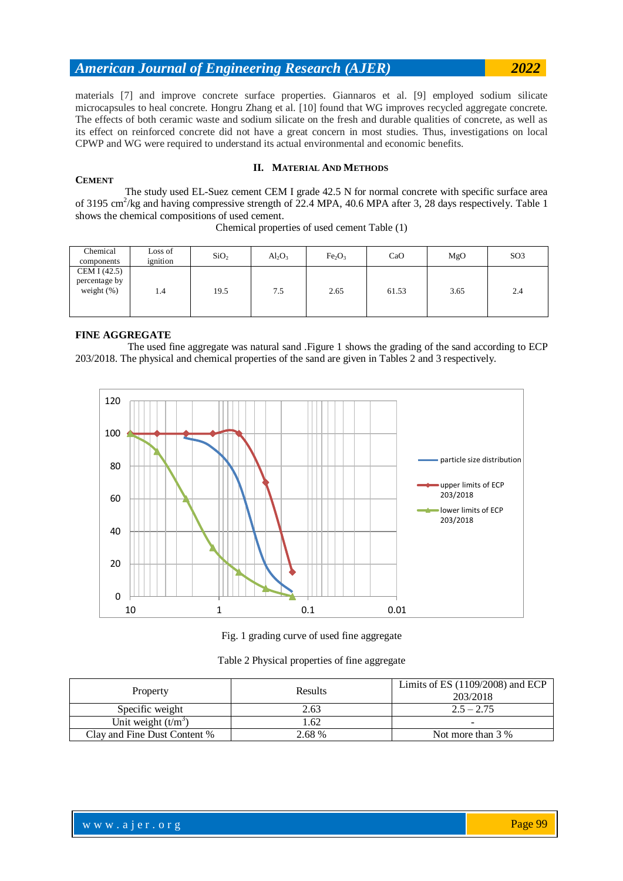materials [7] and improve concrete surface properties. Giannaros et al. [9] employed sodium silicate microcapsules to heal concrete. Hongru Zhang et al. [10] found that WG improves recycled aggregate concrete. The effects of both ceramic waste and sodium silicate on the fresh and durable qualities of concrete, as well as its effect on reinforced concrete did not have a great concern in most studies. Thus, investigations on local CPWP and WG were required to understand its actual environmental and economic benefits.

## II. Material And Methods

### Cement

The study used EL-Suez cement CEM I grade 42.5 N for normal concrete with specific surface area of 3195 $cm^2/kg$ and having compressive strength of 22.4 MPA, 40.6 MPA after 3, 28 days respectively. Table 1 shows the chemical compositions of used cement.

Chemical properties of used cement Table (1)

| Chemical components | Loss of ignition | $SiO_2$ | $Al_2O_3$ | $Fe_2O_3$ | CaO | MgO | SO3 |
|---|---|---|---|---|---|---|---|
| CEM I (42.5) percentage by weight (%) | 1.4 | 19.5 | 7.5 | 2.65 | 61.53 | 3.65 | 2.4 |

### FINE AGGREGATE

The used fine aggregate was natural sand .Figure 1 shows the grading of the sand according to ECP 203/2018. The physical and chemical properties of the sand are given in Tables 2 and 3 respectively.

Fig. 1 grading curve of used fine aggregate

Table 2 Physical properties of fine aggregate

| Property | Results | Limits of ES (1109/2008) and ECP 203/2018 |
|---|---|---|
| Specific weight | 2.63 | 2.5 – 2.75 |
| Unit weight ($t/m^3$) | 1.62 | - |
| Clay and Fine Dust Content % | 2.68 % | Not more than 3 % |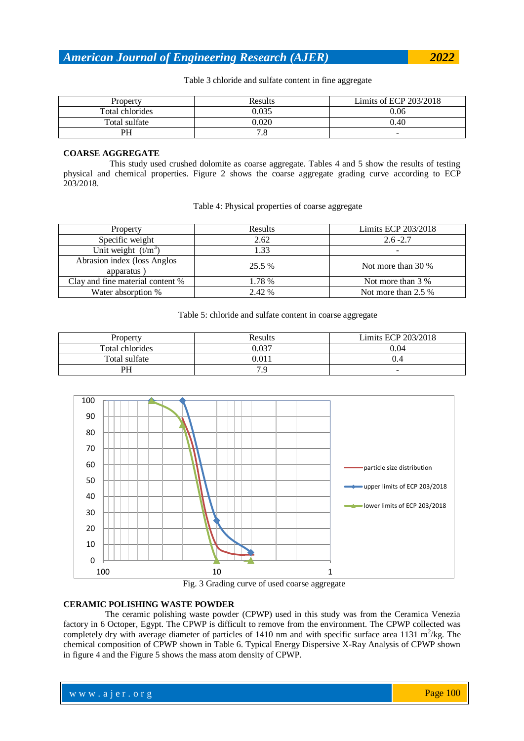Table 3 chloride and sulfate content in fine aggregate

| Property | Results | Limits of ECP 203/2018 |
|---|---|---|
| Total chlorides | 0.035 | 0.06 |
| Total sulfate | 0.020 | 0.40 |
| PH | 7.8 | - |

## COARSE AGGREGATE

This study used crushed dolomite as coarse aggregate. Tables 4 and 5 show the results of testing physical and chemical properties. Figure 2 shows the coarse aggregate grading curve according to ECP 203/2018.

Table 4: Physical properties of coarse aggregate

| Property | Results | Limits ECP 203/2018 |
|---|---|---|
| Specific weight | 2.62 | 2.6 -2.7 |
| Unit weight ($t/m^3$) | 1.33 | - |
| Abrasion index (loss Anglos apparatus ) | 25.5 % | Not more than 30 % |
| Clay and fine material content % | 1.78 % | Not more than 3 % |
| Water absorption % | 2.42 % | Not more than 2.5 % |

Table 5: chloride and sulfate content in coarse aggregate

| Property | Results | Limits ECP 203/2018 |
|---|---|---|
| Total chlorides | 0.037 | 0.04 |
| Total sulfate | 0.011 | 0.4 |
| PH | 7.9 | - |

Fig. 3 Grading curve of used coarse aggregate

## CERAMIC POLISHING WASTE POWDER

The ceramic polishing waste powder (CPWP) used in this study was from the Ceramica Venezia factory in 6 Octoper, Egypt. The CPWP is difficult to remove from the environment. The CPWP collected was completely dry with average diameter of particles of 1410 nm and with specific surface area 1131 $m^2/kg$. The chemical composition of CPWP shown in Table 6. Typical Energy Dispersive X-Ray Analysis of CPWP shown in figure 4 and the Figure 5 shows the mass atom density of CPWP.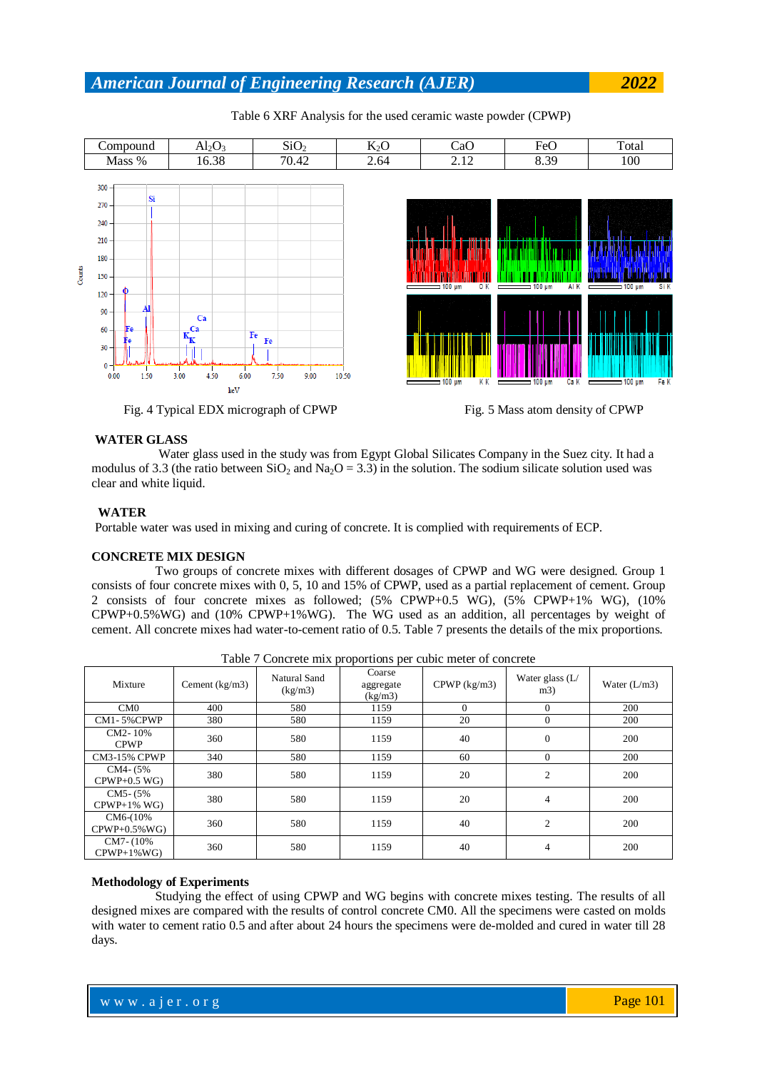Table 6 XRF Analysis for the used ceramic waste powder (CPWP)

| Compound | $Al_2O_3$ | $SiO_2$ | $K_2O$ | CaO | FeO | Total |
|---|---|---|---|---|---|---|
| Mass % | 16.38 | 70.42 | 2.64 | 2.12 | 8.39 | 100 |

Fig. 4 Typical EDX micrograph of CPWP

Fig. 5 Mass atom density of CPWP

## WATER GLASS

Water glass used in the study was from Egypt Global Silicates Company in the Suez city. It had a modulus of 3.3 (the ratio between $SiO_2$ and $Na_2O$ = 3.3) in the solution. The sodium silicate solution used was clear and white liquid.

## WATER

Portable water was used in mixing and curing of concrete. It is complied with requirements of ECP.

## CONCRETE MIX DESIGN

Two groups of concrete mixes with different dosages of CPWP and WG were designed. Group 1 consists of four concrete mixes with 0, 5, 10 and 15% of CPWP, used as a partial replacement of cement. Group 2 consists of four concrete mixes as followed; (5% CPWP+0.5 WG), (5% CPWP+1% WG), (10% CPWP+0.5%WG) and (10% CPWP+1%WG). The WG used as an addition, all percentages by weight of cement. All concrete mixes had water-to-cement ratio of 0.5. Table 7 presents the details of the mix proportions.

Table 7 Concrete mix proportions per cubic meter of concrete

| Mixture | Cement (kg/m3) | Natural Sand (kg/m3) | Coarse aggregate (kg/m3) | CPWP (kg/m3) | Water glass (L/ m3) | Water (L/m3) |
|---|---|---|---|---|---|---|
| CM0 | 400 | 580 | 1159 | 0 | 0 | 200 |
| CM1- 5%CPWP | 380 | 580 | 1159 | 20 | 0 | 200 |
| CM2- 10% CPWP | 360 | 580 | 1159 | 40 | 0 | 200 |
| CM3-15% CPWP | 340 | 580 | 1159 | 60 | 0 | 200 |
| CM4- (5% CPWP+0.5 WG) | 380 | 580 | 1159 | 20 | 2 | 200 |
| CM5- (5% CPWP+1% WG) | 380 | 580 | 1159 | 20 | 4 | 200 |
| CM6-(10% CPWP+0.5%WG) | 360 | 580 | 1159 | 40 | 2 | 200 |
| CM7- (10% CPWP+1%WG) | 360 | 580 | 1159 | 40 | 4 | 200 |

## Methodology of Experiments

Studying the effect of using CPWP and WG begins with concrete mixes testing. The results of all designed mixes are compared with the results of control concrete CM0. All the specimens were casted on molds with water to cement ratio 0.5 and after about 24 hours the specimens were de-molded and cured in water till 28 days.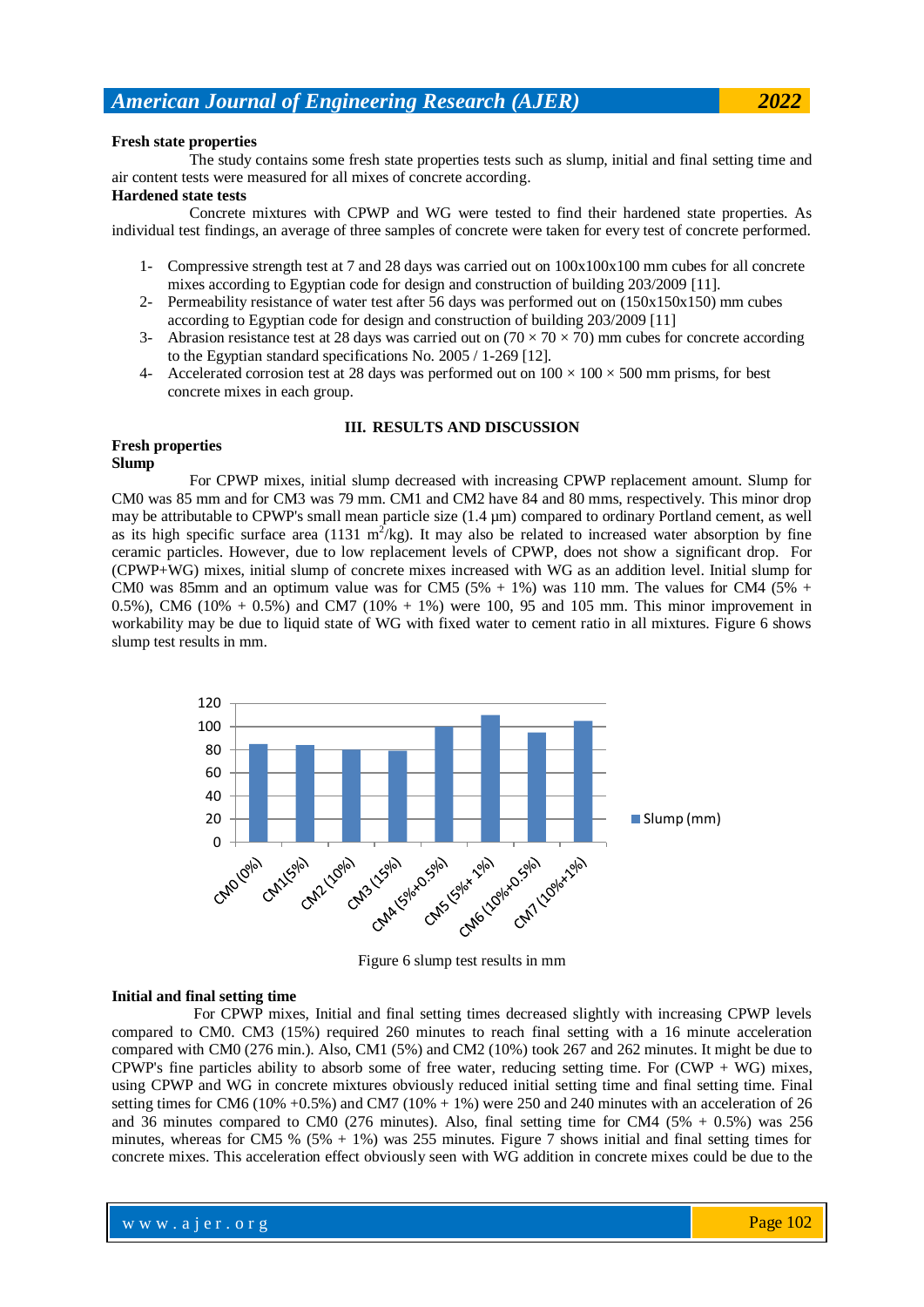**Fresh state properties**

The study contains some fresh state properties tests such as slump, initial and final setting time and air content tests were measured for all mixes of concrete according.

**Hardened state tests**

Concrete mixtures with CPWP and WG were tested to find their hardened state properties. As individual test findings, an average of three samples of concrete were taken for every test of concrete performed.

1- Compressive strength test at 7 and 28 days was carried out on 100x100x100 mm cubes for all concrete mixes according to Egyptian code for design and construction of building 203/2009 [11].
2- Permeability resistance of water test after 56 days was performed out on (150x150x150) mm cubes according to Egyptian code for design and construction of building 203/2009 [11]
3- Abrasion resistance test at 28 days was carried out on (70 × 70 × 70) mm cubes for concrete according to the Egyptian standard specifications No. 2005 / 1-269 [12].
4- Accelerated corrosion test at 28 days was performed out on 100 × 100 × 500 mm prisms, for best concrete mixes in each group.

## III. RESULTS AND DISCUSSION

**Fresh properties**

**Slump**

For CPWP mixes, initial slump decreased with increasing CPWP replacement amount. Slump for CM0 was 85 mm and for CM3 was 79 mm. CM1 and CM2 have 84 and 80 mms, respectively. This minor drop may be attributable to CPWP's small mean particle size (1.4 µm) compared to ordinary Portland cement, as well as its high specific surface area (1131 $m^2$/kg). It may also be related to increased water absorption by fine ceramic particles. However, due to low replacement levels of CPWP, does not show a significant drop. For (CPWP+WG) mixes, initial slump of concrete mixes increased with WG as an addition level. Initial slump for CM0 was 85mm and an optimum value was for CM5 (5% + 1%) was 110 mm. The values for CM4 (5% + 0.5%), CM6 (10% + 0.5%) and CM7 (10% + 1%) were 100, 95 and 105 mm. This minor improvement in workability may be due to liquid state of WG with fixed water to cement ratio in all mixtures. Figure 6 shows slump test results in mm.

| Mix | Slump (mm) |
|---|---|
| CM0 (0%) | 85 |
| CM1(5%) | 84 |
| CM2 (10%) | 80 |
| CM3 (15%) | 79 |
| CM4 (5%+0.5%) | 100 |
| CM5 (5%+ 1%) | 110 |
| CM6 (10%+0.5%) | 95 |
| CM7 (10%+1%) | 105 |

Figure 6 slump test results in mm

**Initial and final setting time**

For CPWP mixes, Initial and final setting times decreased slightly with increasing CPWP levels compared to CM0. CM3 (15%) required 260 minutes to reach final setting with a 16 minute acceleration compared with CM0 (276 min.). Also, CM1 (5%) and CM2 (10%) took 267 and 262 minutes. It might be due to CPWP's fine particles ability to absorb some of free water, reducing setting time. For (CWP + WG) mixes, using CPWP and WG in concrete mixtures obviously reduced initial setting time and final setting time. Final setting times for CM6 (10% +0.5%) and CM7 (10% + 1%) were 250 and 240 minutes with an acceleration of 26 and 36 minutes compared to CM0 (276 minutes). Also, final setting time for CM4 (5% + 0.5%) was 256 minutes, whereas for CM5 % (5% + 1%) was 255 minutes. Figure 7 shows initial and final setting times for concrete mixes. This acceleration effect obviously seen with WG addition in concrete mixes could be due to the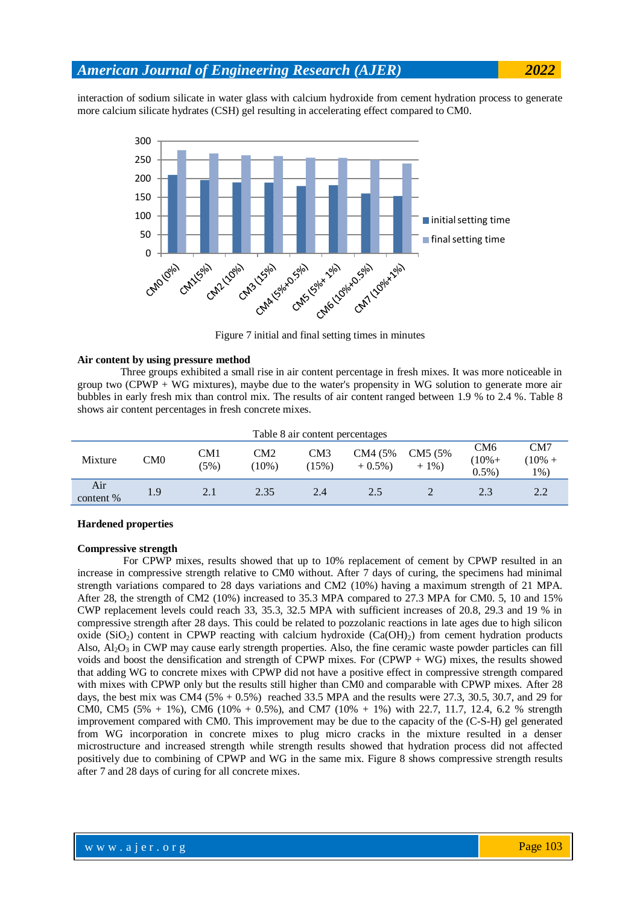interaction of sodium silicate in water glass with calcium hydroxide from cement hydration process to generate more calcium silicate hydrates (CSH) gel resulting in accelerating effect compared to CM0.

Figure 7 initial and final setting times in minutes

**Air content by using pressure method**

Three groups exhibited a small rise in air content percentage in fresh mixes. It was more noticeable in group two (CPWP + WG mixtures), maybe due to the water's propensity in WG solution to generate more air bubbles in early fresh mix than control mix. The results of air content ranged between 1.9 % to 2.4 %. Table 8 shows air content percentages in fresh concrete mixes.

Table 8 air content percentages

| Mixture | CM0 | CM1 (5%) | CM2 (10%) | CM3 (15%) | CM4 (5% + 0.5%) | CM5 (5% + 1%) | CM6 (10%+ 0.5%) | CM7 (10% + 1%) |
|---|---|---|---|---|---|---|---|---|
| Air content % | 1.9 | 2.1 | 2.35 | 2.4 | 2.5 | 2 | 2.3 | 2.2 |

**Hardened properties**

**Compressive strength**

For CPWP mixes, results showed that up to 10% replacement of cement by CPWP resulted in an increase in compressive strength relative to CM0 without. After 7 days of curing, the specimens had minimal strength variations compared to 28 days variations and CM2 (10%) having a maximum strength of 21 MPA. After 28, the strength of CM2 (10%) increased to 35.3 MPA compared to 27.3 MPA for CM0. 5, 10 and 15% CWP replacement levels could reach 33, 35.3, 32.5 MPA with sufficient increases of 20.8, 29.3 and 19 % in compressive strength after 28 days. This could be related to pozzolanic reactions in late ages due to high silicon oxide ($SiO_2$) content in CPWP reacting with calcium hydroxide ($Ca(OH)_2$) from cement hydration products Also, $Al_2O_3$ in CWP may cause early strength properties. Also, the fine ceramic waste powder particles can fill voids and boost the densification and strength of CPWP mixes. For (CPWP + WG) mixes, the results showed that adding WG to concrete mixes with CPWP did not have a positive effect in compressive strength compared with mixes with CPWP only but the results still higher than CM0 and comparable with CPWP mixes. After 28 days, the best mix was CM4 (5% + 0.5%) reached 33.5 MPA and the results were 27.3, 30.5, 30.7, and 29 for CM0, CM5 (5% + 1%), CM6 (10% + 0.5%), and CM7 (10% + 1%) with 22.7, 11.7, 12.4, 6.2 % strength improvement compared with CM0. This improvement may be due to the capacity of the (C-S-H) gel generated from WG incorporation in concrete mixes to plug micro cracks in the mixture resulted in a denser microstructure and increased strength while strength results showed that hydration process did not affected positively due to combining of CPWP and WG in the same mix. Figure 8 shows compressive strength results after 7 and 28 days of curing for all concrete mixes.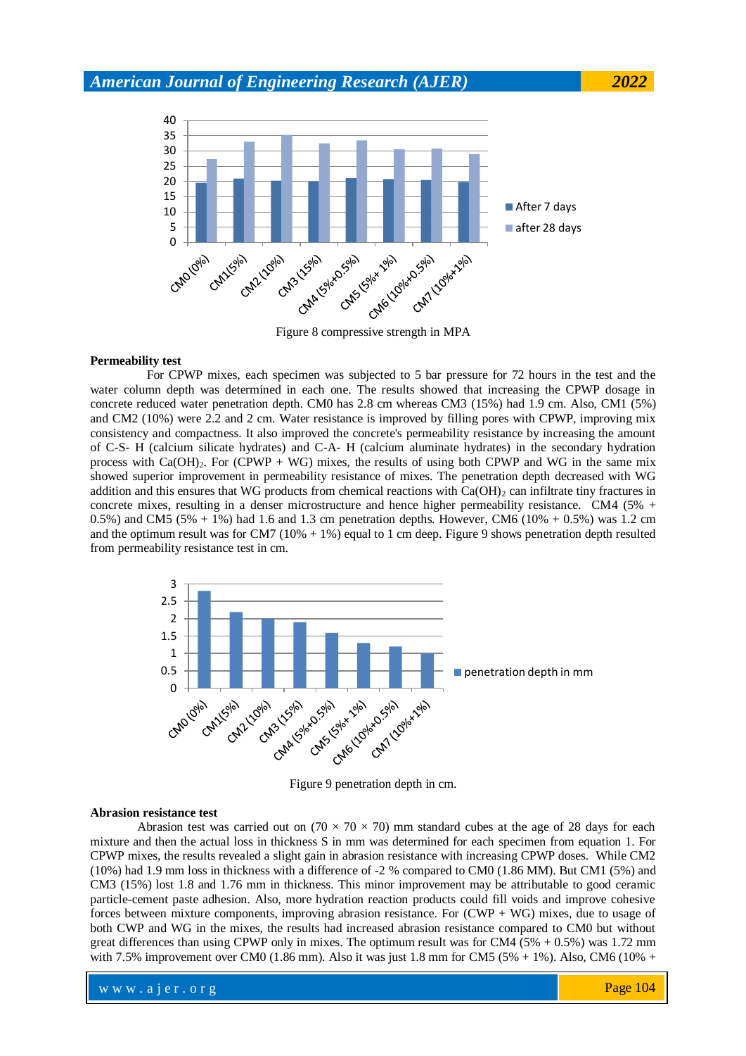Figure 8 compressive strength in MPA

**Permeability test**

For CPWP mixes, each specimen was subjected to 5 bar pressure for 72 hours in the test and the water column depth was determined in each one. The results showed that increasing the CPWP dosage in concrete reduced water penetration depth. CM0 has 2.8 cm whereas CM3 (15%) had 1.9 cm. Also, CM1 (5%) and CM2 (10%) were 2.2 and 2 cm. Water resistance is improved by filling pores with CPWP, improving mix consistency and compactness. It also improved the concrete's permeability resistance by increasing the amount of C-S- H (calcium silicate hydrates) and C-A- H (calcium aluminate hydrates) in the secondary hydration process with $Ca(OH)_2$. For (CPWP + WG) mixes, the results of using both CPWP and WG in the same mix showed superior improvement in permeability resistance of mixes. The penetration depth decreased with WG addition and this ensures that WG products from chemical reactions with $Ca(OH)_2$ can infiltrate tiny fractures in concrete mixes, resulting in a denser microstructure and hence higher permeability resistance. CM4 (5% + 0.5%) and CM5 (5% + 1%) had 1.6 and 1.3 cm penetration depths. However, CM6 (10% + 0.5%) was 1.2 cm and the optimum result was for CM7 (10% + 1%) equal to 1 cm deep. Figure 9 shows penetration depth resulted from permeability resistance test in cm.

Figure 9 penetration depth in cm.

**Abrasion resistance test**

Abrasion test was carried out on (70 × 70 × 70) mm standard cubes at the age of 28 days for each mixture and then the actual loss in thickness S in mm was determined for each specimen from equation 1. For CPWP mixes, the results revealed a slight gain in abrasion resistance with increasing CPWP doses. While CM2 (10%) had 1.9 mm loss in thickness with a difference of -2 % compared to CM0 (1.86 MM). But CM1 (5%) and CM3 (15%) lost 1.8 and 1.76 mm in thickness. This minor improvement may be attributable to good ceramic particle-cement paste adhesion. Also, more hydration reaction products could fill voids and improve cohesive forces between mixture components, improving abrasion resistance. For (CWP + WG) mixes, due to usage of both CWP and WG in the mixes, the results had increased abrasion resistance compared to CM0 but without great differences than using CPWP only in mixes. The optimum result was for CM4 (5% + 0.5%) was 1.72 mm with 7.5% improvement over CM0 (1.86 mm). Also it was just 1.8 mm for CM5 (5% + 1%). Also, CM6 (10% +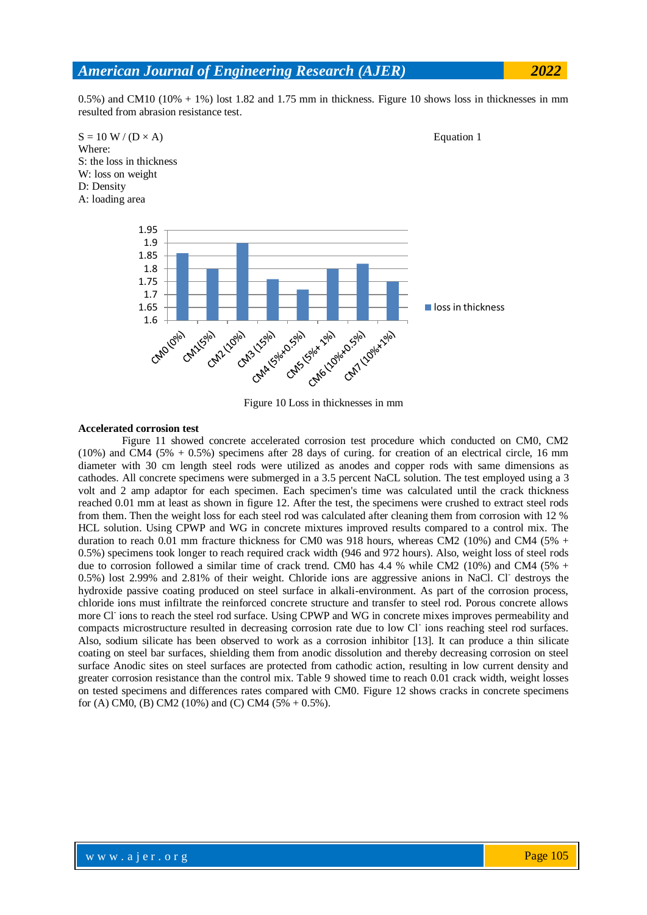0.5%) and CM10 (10% + 1%) lost 1.82 and 1.75 mm in thickness. Figure 10 shows loss in thicknesses in mm resulted from abrasion resistance test.

$$S = 10\ W / (D \times A) \quad \text{Equation 1}$$

Where:
S: the loss in thickness
W: loss on weight
D: Density
A: loading area

Figure 10 Loss in thicknesses in mm

**Accelerated corrosion test**

Figure 11 showed concrete accelerated corrosion test procedure which conducted on CM0, CM2 (10%) and CM4 (5% + 0.5%) specimens after 28 days of curing. for creation of an electrical circle, 16 mm diameter with 30 cm length steel rods were utilized as anodes and copper rods with same dimensions as cathodes. All concrete specimens were submerged in a 3.5 percent NaCL solution. The test employed using a 3 volt and 2 amp adaptor for each specimen. Each specimen's time was calculated until the crack thickness reached 0.01 mm at least as shown in figure 12. After the test, the specimens were crushed to extract steel rods from them. Then the weight loss for each steel rod was calculated after cleaning them from corrosion with 12 % HCL solution. Using CPWP and WG in concrete mixtures improved results compared to a control mix. The duration to reach 0.01 mm fracture thickness for CM0 was 918 hours, whereas CM2 (10%) and CM4 (5% + 0.5%) specimens took longer to reach required crack width (946 and 972 hours). Also, weight loss of steel rods due to corrosion followed a similar time of crack trend. CM0 has 4.4 % while CM2 (10%) and CM4 (5% + 0.5%) lost 2.99% and 2.81% of their weight. Chloride ions are aggressive anions in NaCl. $Cl^-$ destroys the hydroxide passive coating produced on steel surface in alkali-environment. As part of the corrosion process, chloride ions must infiltrate the reinforced concrete structure and transfer to steel rod. Porous concrete allows more $Cl^-$ ions to reach the steel rod surface. Using CPWP and WG in concrete mixes improves permeability and compacts microstructure resulted in decreasing corrosion rate due to low $Cl^-$ ions reaching steel rod surfaces. Also, sodium silicate has been observed to work as a corrosion inhibitor [13]. It can produce a thin silicate coating on steel bar surfaces, shielding them from anodic dissolution and thereby decreasing corrosion on steel surface Anodic sites on steel surfaces are protected from cathodic action, resulting in low current density and greater corrosion resistance than the control mix. Table 9 showed time to reach 0.01 crack width, weight losses on tested specimens and differences rates compared with CM0. Figure 12 shows cracks in concrete specimens for (A) CM0, (B) CM2 (10%) and (C) CM4 (5% + 0.5%).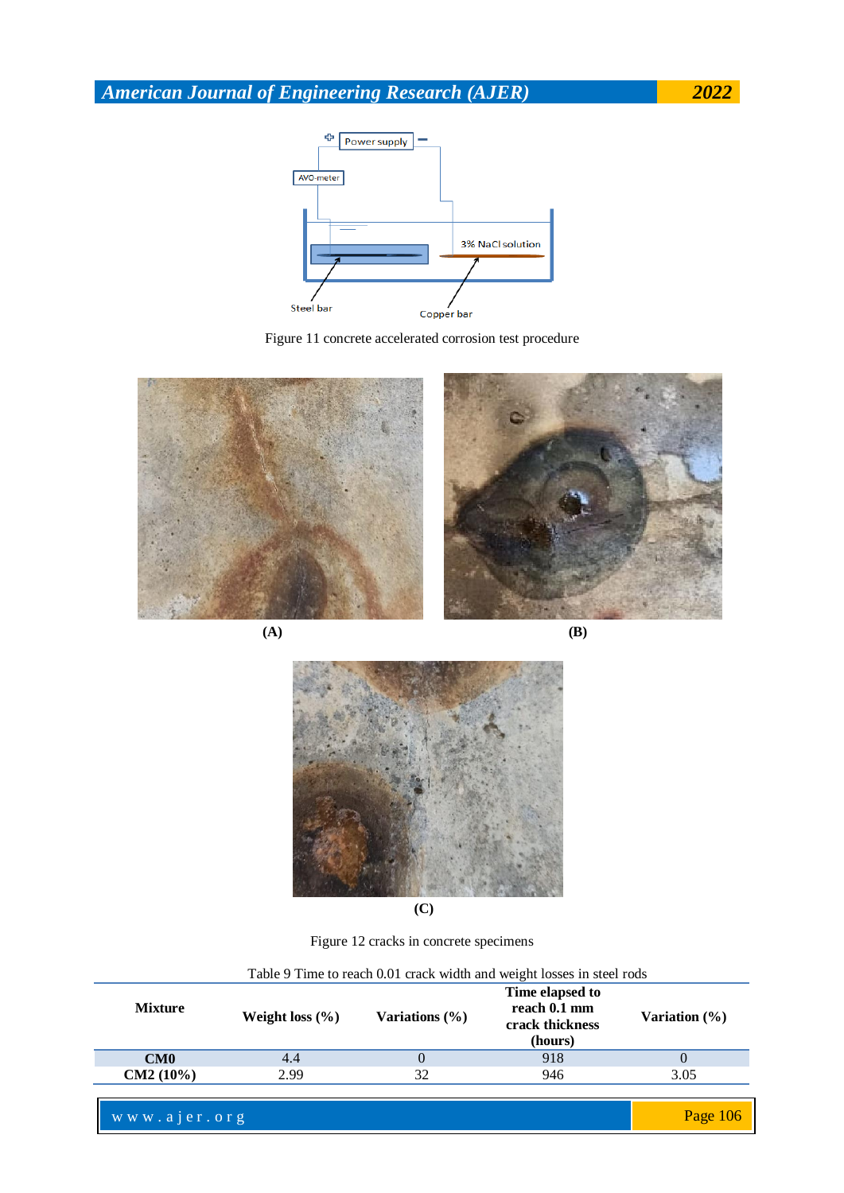Figure 11 concrete accelerated corrosion test procedure

(A)

(B)

(C)

Figure 12 cracks in concrete specimens

Table 9 Time to reach 0.01 crack width and weight losses in steel rods

| Mixture | Weight loss (%) | Variations (%) | Time elapsed to reach 0.1 mm crack thickness (hours) | Variation (%) |
|---|---|---|---|---|
| CM0 | 4.4 | 0 | 918 | 0 |
| CM2 (10%) | 2.99 | 32 | 946 | 3.05 |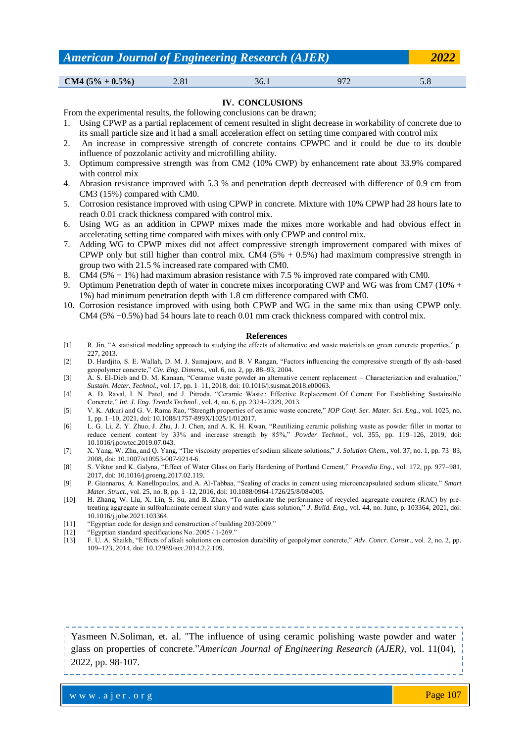| | | | | |
|---|---|---|---|---|
| **CM4 (5% + 0.5%)** | 2.81 | 36.1 | 972 | 5.8 |

## IV. CONCLUSIONS

From the experimental results, the following conclusions can be drawn;

1. Using CPWP as a partial replacement of cement resulted in slight decrease in workability of concrete due to its small particle size and it had a small acceleration effect on setting time compared with control mix
2. An increase in compressive strength of concrete contains CPWPC and it could be due to its double influence of pozzolanic activity and microfilling ability.
3. Optimum compressive strength was from CM2 (10% CWP) by enhancement rate about 33.9% compared with control mix
4. Abrasion resistance improved with 5.3 % and penetration depth decreased with difference of 0.9 cm from CM3 (15%) compared with CM0.
5. Corrosion resistance improved with using CPWP in concrete. Mixture with 10% CPWP had 28 hours late to reach 0.01 crack thickness compared with control mix.
6. Using WG as an addition in CPWP mixes made the mixes more workable and had obvious effect in accelerating setting time compared with mixes with only CPWP and control mix.
7. Adding WG to CPWP mixes did not affect compressive strength improvement compared with mixes of CPWP only but still higher than control mix. CM4 (5% + 0.5%) had maximum compressive strength in group two with 21.5 % increased rate compared with CM0.
8. CM4 (5% + 1%) had maximum abrasion resistance with 7.5 % improved rate compared with CM0.
9. Optimum Penetration depth of water in concrete mixes incorporating CWP and WG was from CM7 (10% + 1%) had minimum penetration depth with 1.8 cm difference compared with CM0.
10. Corrosion resistance improved with using both CPWP and WG in the same mix than using CPWP only. CM4 (5% +0.5%) had 54 hours late to reach 0.01 mm crack thickness compared with control mix.

## References

[1] R. Jin, "A statistical modeling approach to studying the effects of alternative and waste materials on green concrete properties," p. 227, 2013.

[2] D. Hardjito, S. E. Wallah, D. M. J. Sumajouw, and B. V Rangan, "Factors influencing the compressive strength of fly ash-based geopolymer concrete," *Civ. Eng. Dimens.*, vol. 6, no. 2, pp. 88–93, 2004.

[3] A. S. El-Dieb and D. M. Kanaan, "Ceramic waste powder an alternative cement replacement – Characterization and evaluation," *Sustain. Mater. Technol.*, vol. 17, pp. 1–11, 2018, doi: 10.1016/j.susmat.2018.e00063.

[4] A. D. Raval, I. N. Patel, and J. Pitroda, "Ceramic Waste : Effective Replacement Of Cement For Establishing Sustainable Concrete," *Int. J. Eng. Trends Technol.*, vol. 4, no. 6, pp. 2324–2329, 2013.

[5] V. K. Atkuri and G. V. Rama Rao, "Strength properties of ceramic waste concrete," *IOP Conf. Ser. Mater. Sci. Eng.*, vol. 1025, no. 1, pp. 1–10, 2021, doi: 10.1088/1757-899X/1025/1/012017.

[6] L. G. Li, Z. Y. Zhuo, J. Zhu, J. J. Chen, and A. K. H. Kwan, "Reutilizing ceramic polishing waste as powder filler in mortar to reduce cement content by 33% and increase strength by 85%," *Powder Technol.*, vol. 355, pp. 119–126, 2019, doi: 10.1016/j.powtec.2019.07.043.

[7] X. Yang, W. Zhu, and Q. Yang, "The viscosity properties of sodium silicate solutions," *J. Solution Chem.*, vol. 37, no. 1, pp. 73–83, 2008, doi: 10.1007/s10953-007-9214-6.

[8] S. Viktor and K. Galyna, "Effect of Water Glass on Early Hardening of Portland Cement," *Procedia Eng.*, vol. 172, pp. 977–981, 2017, doi: 10.1016/j.proeng.2017.02.119.

[9] P. Giannaros, A. Kanellopoulos, and A. Al-Tabbaa, "Sealing of cracks in cement using microencapsulated sodium silicate," *Smart Mater. Struct.*, vol. 25, no. 8, pp. 1–12, 2016, doi: 10.1088/0964-1726/25/8/084005.

[10] H. Zhang, W. Liu, X. Lin, S. Su, and B. Zhao, "To ameliorate the performance of recycled aggregate concrete (RAC) by pre-treating aggregate in sulfoaluminate cement slurry and water glass solution," *J. Build. Eng.*, vol. 44, no. June, p. 103364, 2021, doi: 10.1016/j.jobe.2021.103364.

[11] "Egyptian code for design and construction of building 203/2009."

[12] "Egyptian standard specifications No. 2005 / 1-269."

[13] F. U. A. Shaikh, "Effects of alkali solutions on corrosion durability of geopolymer concrete," *Adv. Concr. Constr.*, vol. 2, no. 2, pp. 109–123, 2014, doi: 10.12989/acc.2014.2.2.109.

Yasmeen N.Soliman, et. al. "The influence of using ceramic polishing waste powder and water glass on properties of concrete."*American Journal of Engineering Research (AJER)*, vol. 11(04), 2022, pp. 98-107.